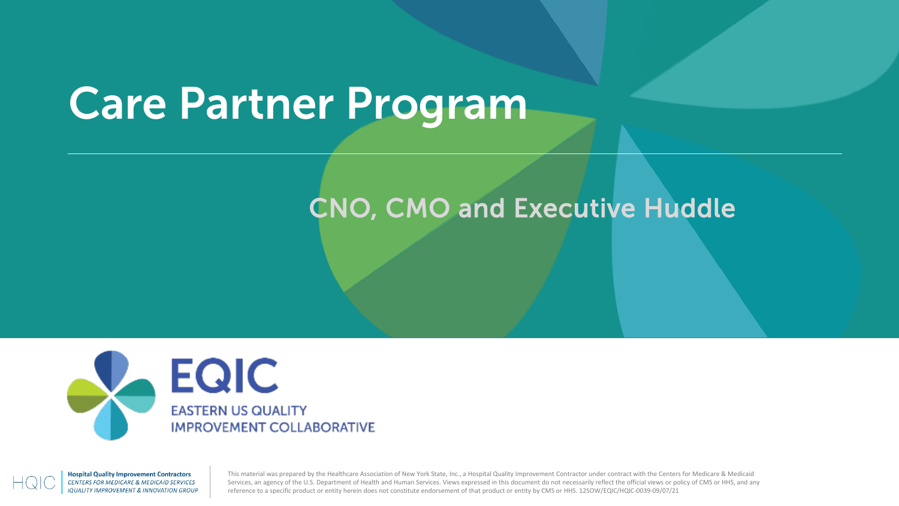# Care Partner Program

## CNO, CMO and Executive Huddle

EQIC
EASTERN US QUALITY IMPROVEMENT COLLABORATIVE

HQIC **Hospital Quality Improvement Contractors**
*CENTERS FOR MEDICARE & MEDICAID SERVICES*
*IQUALITY IMPROVEMENT & INNOVATION GROUP*

This material was prepared by the Healthcare Association of New York State, Inc., a Hospital Quality Improvement Contractor under contract with the Centers for Medicare & Medicaid Services, an agency of the U.S. Department of Health and Human Services. Views expressed in this document do not necessarily reflect the official views or policy of CMS or HHS, and any reference to a specific product or entity herein does not constitute endorsement of that product or entity by CMS or HHS. 12SOW/EQIC/HQIC-0039-09/07/21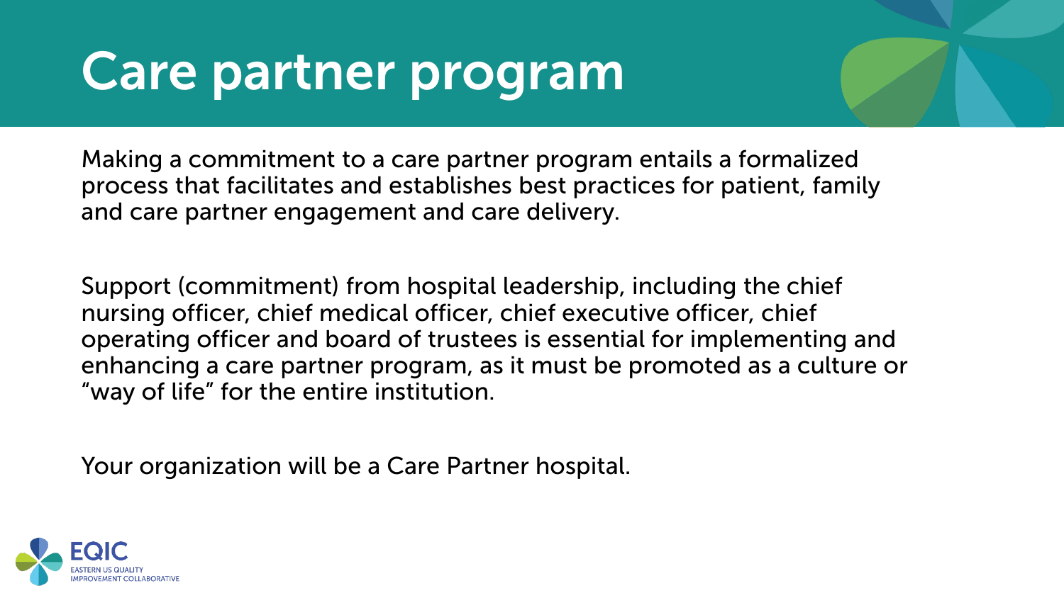# Care partner program

Making a commitment to a care partner program entails a formalized process that facilitates and establishes best practices for patient, family and care partner engagement and care delivery.

Support (commitment) from hospital leadership, including the chief nursing officer, chief medical officer, chief executive officer, chief operating officer and board of trustees is essential for implementing and enhancing a care partner program, as it must be promoted as a culture or "way of life" for the entire institution.

Your organization will be a Care Partner hospital.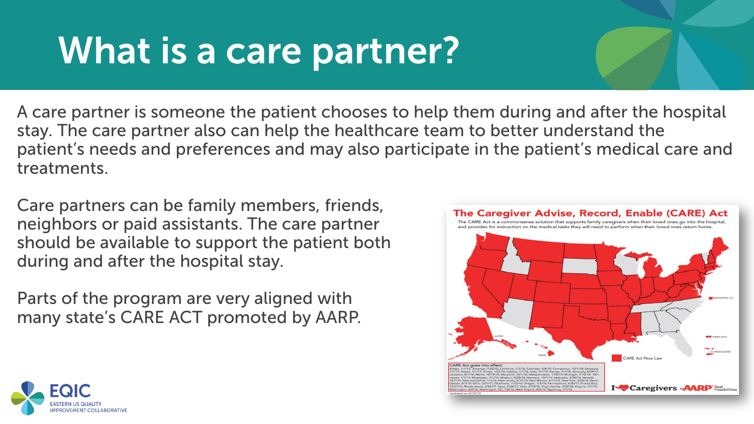# What is a care partner?

A care partner is someone the patient chooses to help them during and after the hospital stay. The care partner also can help the healthcare team to better understand the patient's needs and preferences and may also participate in the patient's medical care and treatments.

Care partners can be family members, friends, neighbors or paid assistants. The care partner should be available to support the patient both during and after the hospital stay.

Parts of the program are very aligned with many state's CARE ACT promoted by AARP.

The Caregiver Advise, Record, Enable (CARE) Act

The CARE Act is a commonsense solution that supports family caregivers when their loved ones go into the hospital, and provides for instruction on the medical tasks they will need to perform when their loved ones return home.

CARE Act Now Law

WASHINGTON, D.C.

ALASKA

HAWAII

PUERTO RICO

US VIRGIN ISLANDS

CARE Act goes into effect:

Alaska, 1/1/17; Arkansas, 7/22/15; California, 1/1/16; Colorado, 5/8/15; Connecticut, 10/1/15; Delaware, 1/1/17; Hawaii, 7/1/17; Illinois, 1/27/16; Indiana, 1/1/16; Iowa, 7/1/19; Kansas, 7/1/18; Kentucky, 6/29/17; Louisiana, 8/1/16; Maine, 10/15/15; Maryland, 10/1/16; Massachusetts, 11/8/17; Michigan, 7/12/16; Minnesota, 1/1/17; Mississippi, 7/1/15; Missouri, 8/28/18; Montana, 10/1/17; Nebraska, 3/30/16; Nevada, 10/1/15; New Hampshire, 1/1/16; New Jersey, 5/12/15; New Mexico, 6/17/15; New York, 4/23/16; North Dakota, 8/1/19; Ohio, 3/21/17; Oklahoma, 11/5/14; Oregon, 1/1/16; Pennsylvania, 4/20/17; Puerto Rico, 12/21/15; Rhode Island, 2/14/17; Texas, 5/26/17; Utah, 2/10/16; Virgin Islands, 3/30/16; Virginia, 7/1/15; Washington, 6/9/16; Washington, DC, 7/6/16; West Virginia, 6/8/15; Wyoming, 7/1/16

Updated on 4/10/19

I ❤ Caregivers AARP Real Possibilities

EQIC EASTERN US QUALITY IMPROVEMENT COLLABORATIVE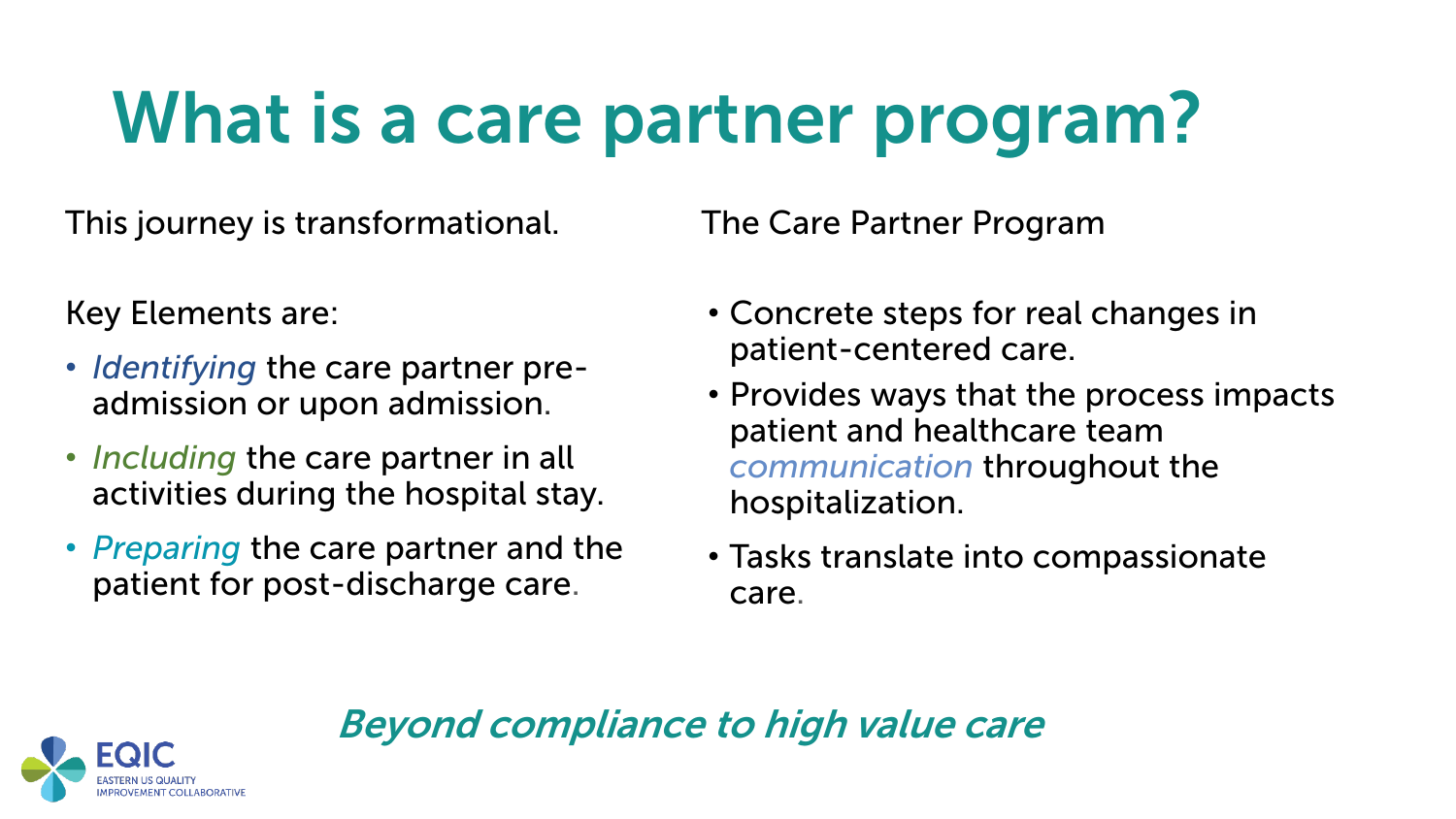# What is a care partner program?

This journey is transformational.

Key Elements are:

- *Identifying* the care partner pre-admission or upon admission.
- *Including* the care partner in all activities during the hospital stay.
- *Preparing* the care partner and the patient for post-discharge care.

The Care Partner Program

- Concrete steps for real changes in patient-centered care.
- Provides ways that the process impacts patient and healthcare team *communication* throughout the hospitalization.
- Tasks translate into compassionate care.

***Beyond compliance to high value care***

EQIC
EASTERN US QUALITY IMPROVEMENT COLLABORATIVE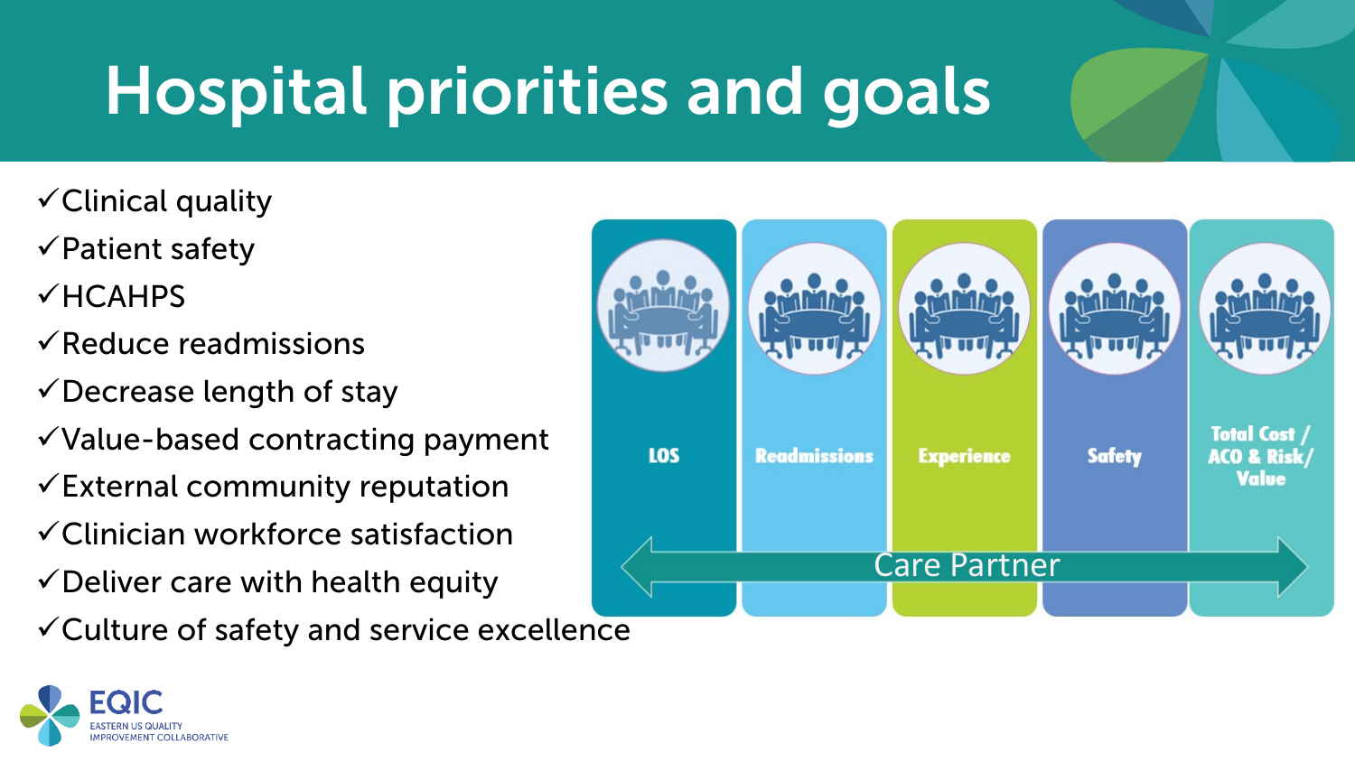# Hospital priorities and goals

- ✓Clinical quality
- ✓Patient safety
- ✓HCAHPS
- ✓Reduce readmissions
- ✓Decrease length of stay
- ✓Value-based contracting payment
- ✓External community reputation
- ✓Clinician workforce satisfaction
- ✓Deliver care with health equity
- ✓Culture of safety and service excellence

LOS | Readmissions | Experience | Safety | Total Cost / ACO & Risk/ Value

Care Partner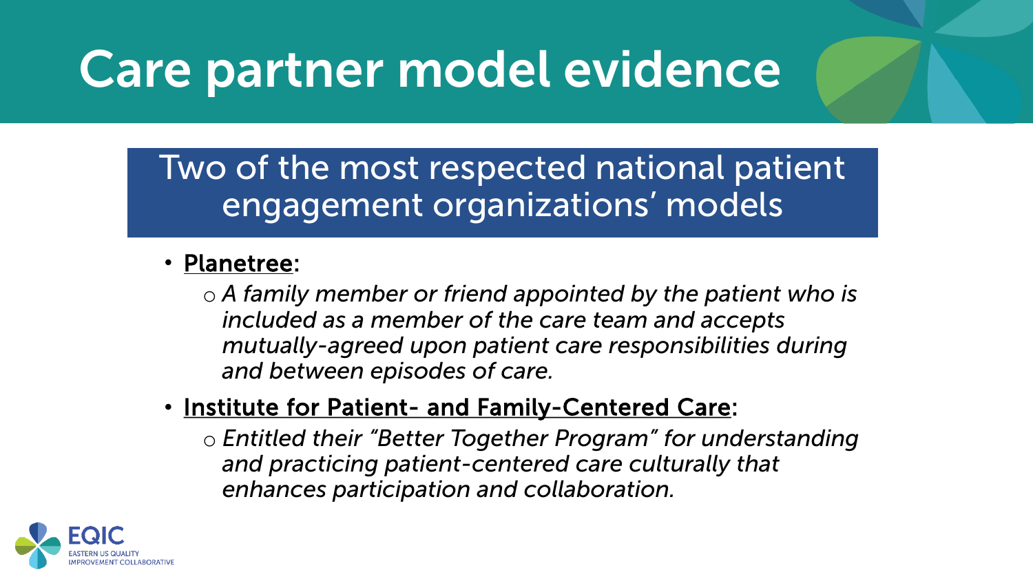# Care partner model evidence

## Two of the most respected national patient engagement organizations' models

- Planetree:
  - *A family member or friend appointed by the patient who is included as a member of the care team and accepts mutually-agreed upon patient care responsibilities during and between episodes of care.*
- Institute for Patient- and Family-Centered Care:
  - *Entitled their "Better Together Program" for understanding and practicing patient-centered care culturally that enhances participation and collaboration.*

EQIC
EASTERN US QUALITY IMPROVEMENT COLLABORATIVE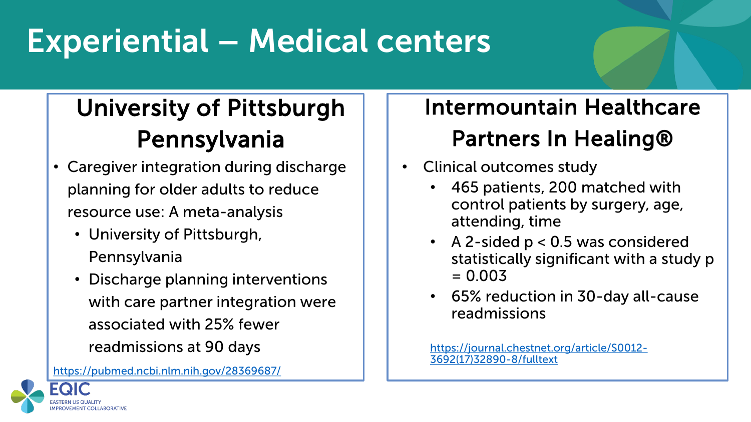# Experiential – Medical centers

## University of Pittsburgh Pennsylvania

- Caregiver integration during discharge planning for older adults to reduce resource use: A meta-analysis
  - University of Pittsburgh, Pennsylvania
  - Discharge planning interventions with care partner integration were associated with 25% fewer readmissions at 90 days

https://pubmed.ncbi.nlm.nih.gov/28369687/

## Intermountain Healthcare Partners In Healing®

- Clinical outcomes study
  - 465 patients, 200 matched with control patients by surgery, age, attending, time
  - A 2-sided $p < 0.5$ was considered statistically significant with a study $p = 0.003$
  - 65% reduction in 30-day all-cause readmissions

https://journal.chestnet.org/article/S0012-3692(17)32890-8/fulltext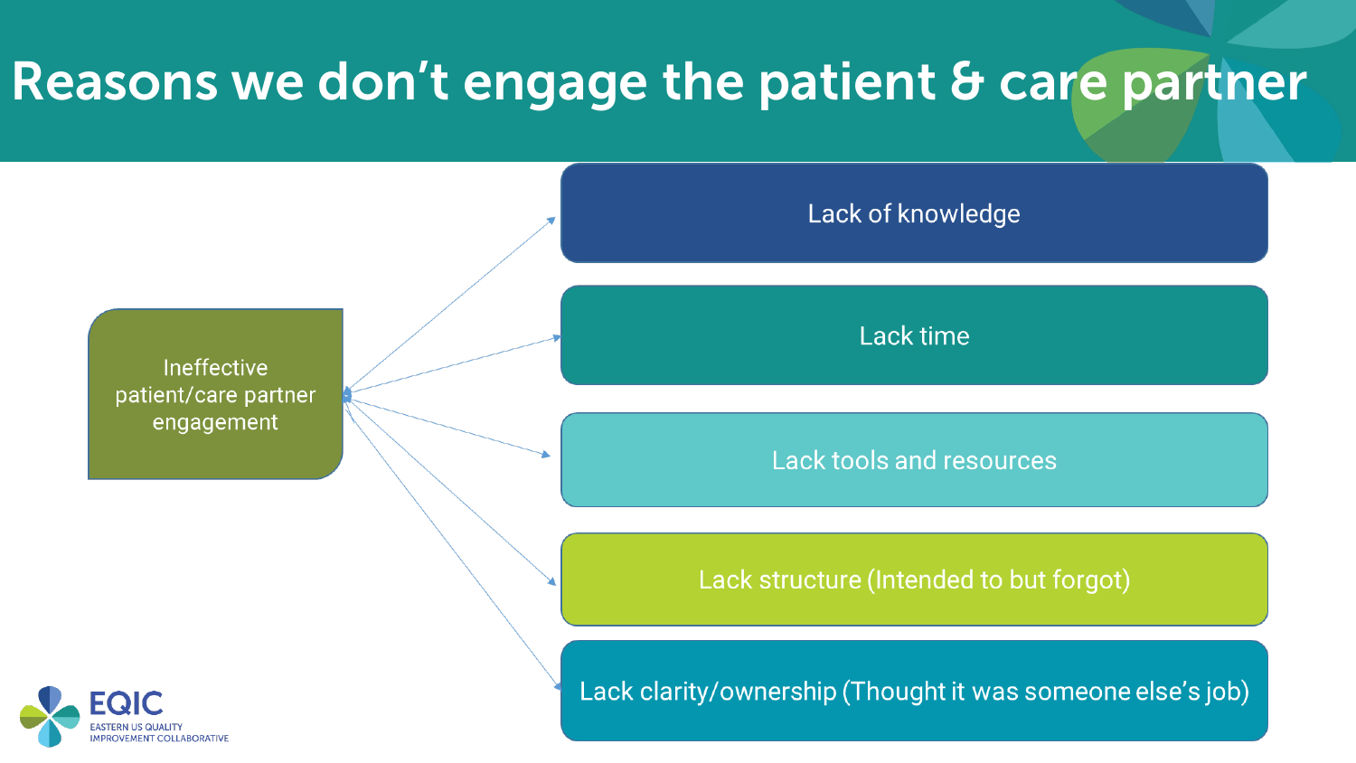# Reasons we don't engage the patient & care partner

Ineffective patient/care partner engagement

- Lack of knowledge
- Lack time
- Lack tools and resources
- Lack structure (Intended to but forgot)
- Lack clarity/ownership (Thought it was someone else's job)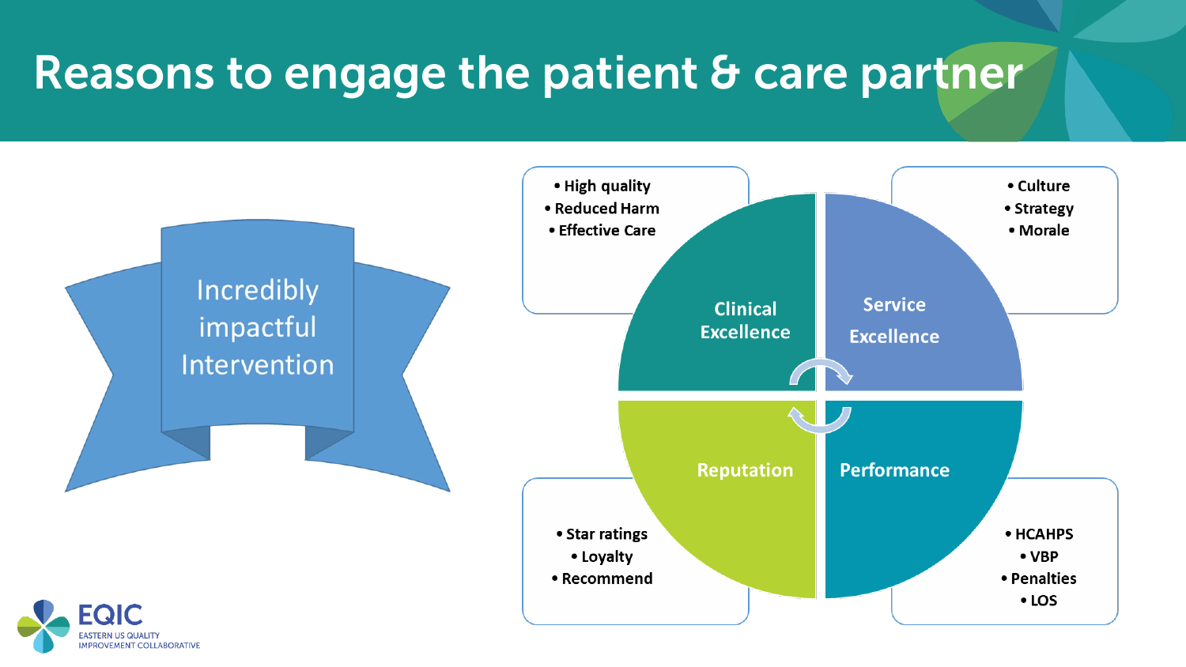# Reasons to engage the patient & care partner

Incredibly impactful Intervention

**Clinical Excellence**

- High quality
- Reduced Harm
- Effective Care

**Service Excellence**

- Culture
- Strategy
- Morale

**Reputation**

- Star ratings
- Loyalty
- Recommend

**Performance**

- HCAHPS
- VBP
- Penalties
- LOS

EQIC
EASTERN US QUALITY IMPROVEMENT COLLABORATIVE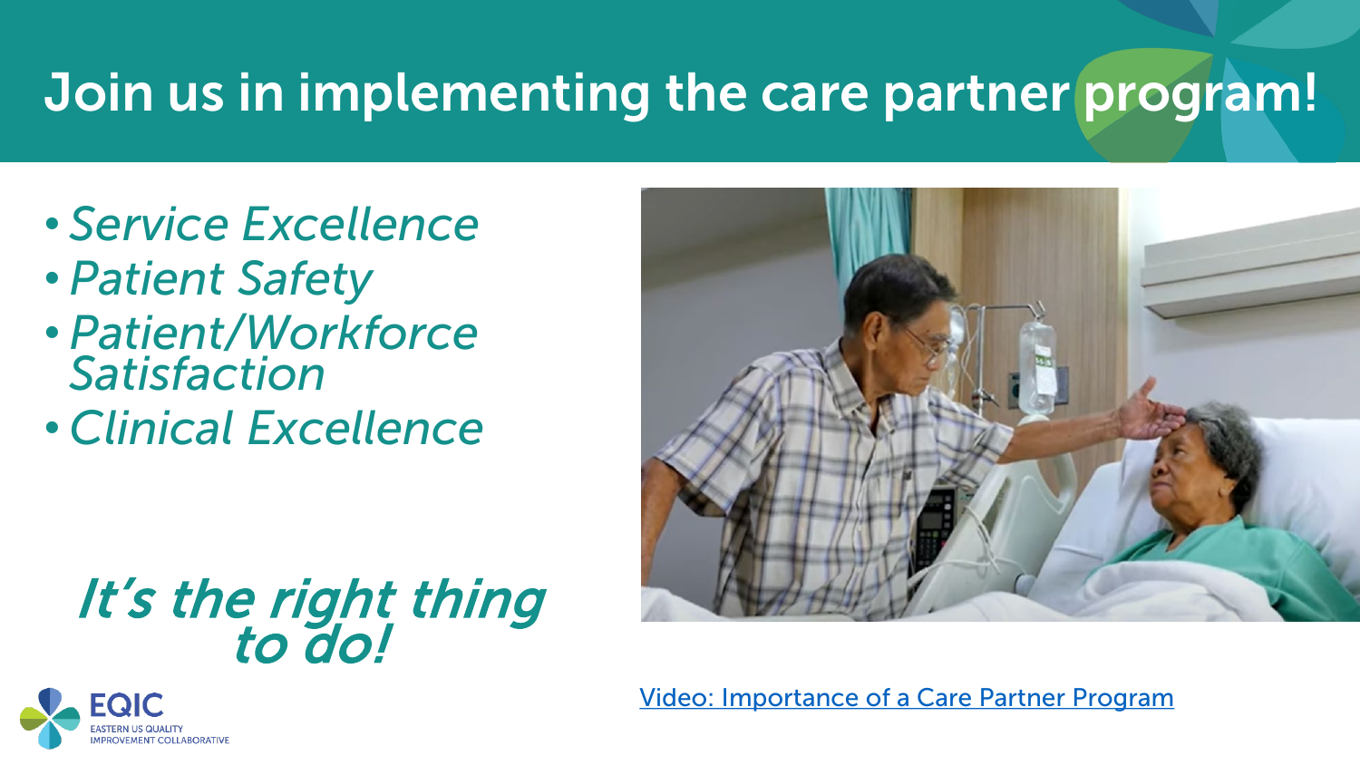# Join us in implementing the care partner program!

- *Service Excellence*
- *Patient Safety*
- *Patient/Workforce Satisfaction*
- *Clinical Excellence*

*It's the right thing to do!*

Video: Importance of a Care Partner Program

EQIC
EASTERN US QUALITY IMPROVEMENT COLLABORATIVE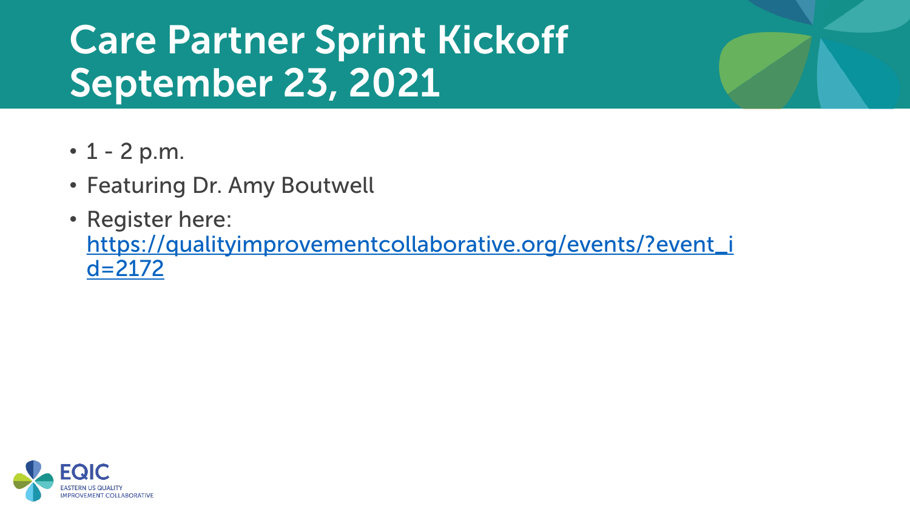# Care Partner Sprint Kickoff September 23, 2021

- 1 - 2 p.m.
- Featuring Dr. Amy Boutwell
- Register here: https://qualityimprovementcollaborative.org/events/?event_id=2172

EQIC
EASTERN US QUALITY IMPROVEMENT COLLABORATIVE